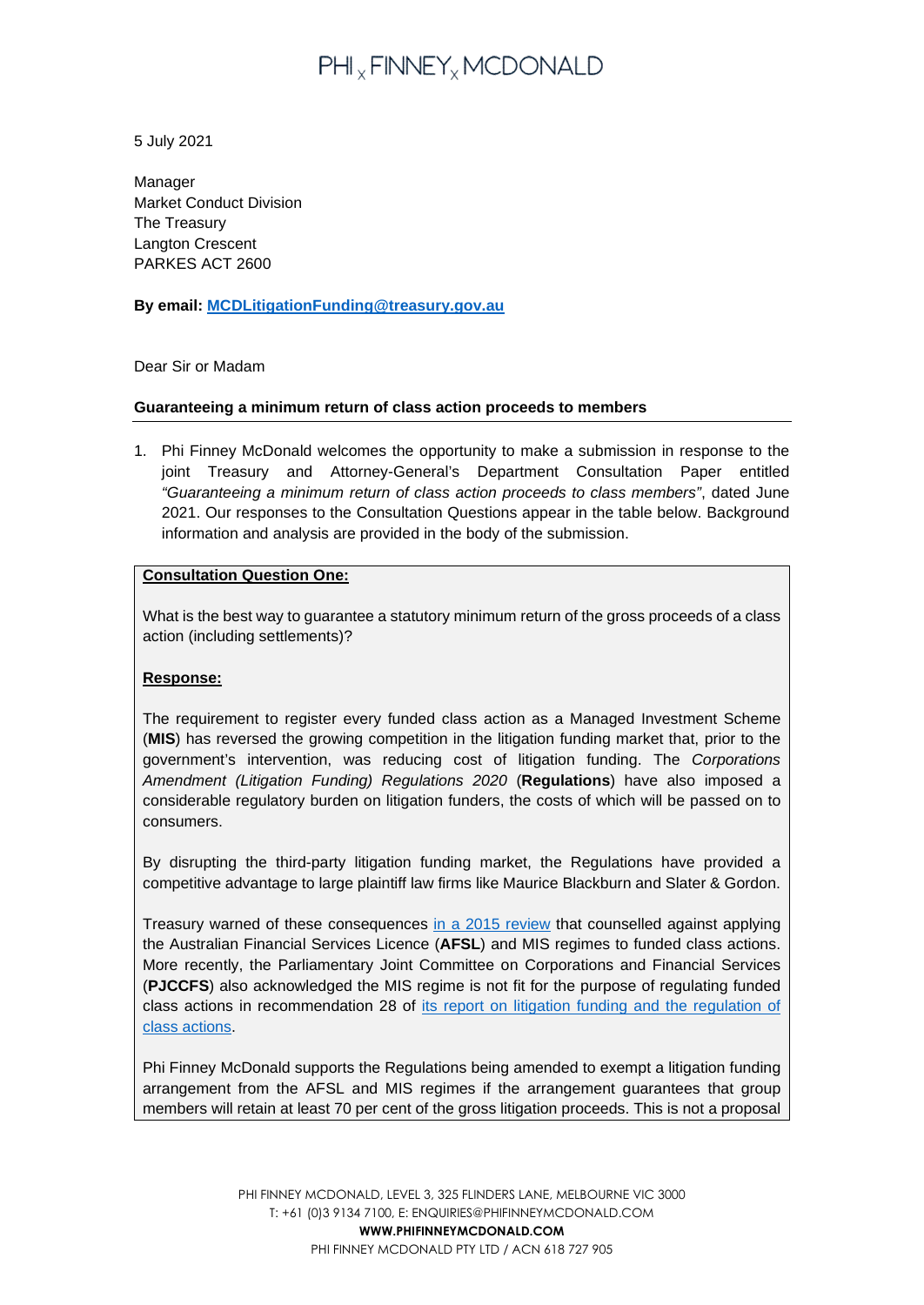5 July 2021

Manager
Market Conduct Division
The Treasury
Langton Crescent
PARKES ACT 2600

**By email: MCDLitigationFunding@treasury.gov.au**

Dear Sir or Madam

**Guaranteeing a minimum return of class action proceeds to members**

1. Phi Finney McDonald welcomes the opportunity to make a submission in response to the joint Treasury and Attorney-General's Department Consultation Paper entitled *"Guaranteeing a minimum return of class action proceeds to class members"*, dated June 2021. Our responses to the Consultation Questions appear in the table below. Background information and analysis are provided in the body of the submission.

**Consultation Question One:**

What is the best way to guarantee a statutory minimum return of the gross proceeds of a class action (including settlements)?

**Response:**

The requirement to register every funded class action as a Managed Investment Scheme (**MIS**) has reversed the growing competition in the litigation funding market that, prior to the government's intervention, was reducing cost of litigation funding. The *Corporations Amendment (Litigation Funding) Regulations 2020* (**Regulations**) have also imposed a considerable regulatory burden on litigation funders, the costs of which will be passed on to consumers.

By disrupting the third-party litigation funding market, the Regulations have provided a competitive advantage to large plaintiff law firms like Maurice Blackburn and Slater & Gordon.

Treasury warned of these consequences in a 2015 review that counselled against applying the Australian Financial Services Licence (**AFSL**) and MIS regimes to funded class actions. More recently, the Parliamentary Joint Committee on Corporations and Financial Services (**PJCCFS**) also acknowledged the MIS regime is not fit for the purpose of regulating funded class actions in recommendation 28 of its report on litigation funding and the regulation of class actions.

Phi Finney McDonald supports the Regulations being amended to exempt a litigation funding arrangement from the AFSL and MIS regimes if the arrangement guarantees that group members will retain at least 70 per cent of the gross litigation proceeds. This is not a proposal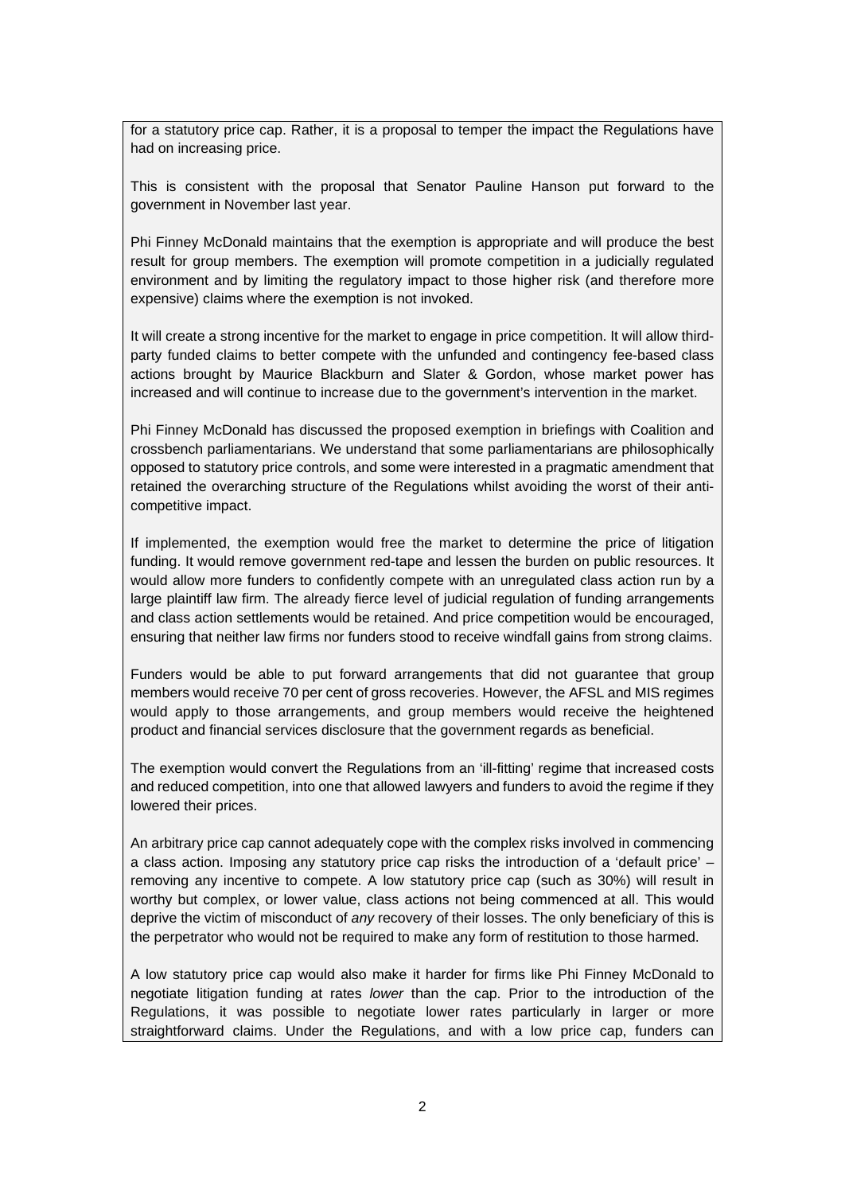for a statutory price cap. Rather, it is a proposal to temper the impact the Regulations have had on increasing price.

This is consistent with the proposal that Senator Pauline Hanson put forward to the government in November last year.

Phi Finney McDonald maintains that the exemption is appropriate and will produce the best result for group members. The exemption will promote competition in a judicially regulated environment and by limiting the regulatory impact to those higher risk (and therefore more expensive) claims where the exemption is not invoked.

It will create a strong incentive for the market to engage in price competition. It will allow third-party funded claims to better compete with the unfunded and contingency fee-based class actions brought by Maurice Blackburn and Slater & Gordon, whose market power has increased and will continue to increase due to the government's intervention in the market.

Phi Finney McDonald has discussed the proposed exemption in briefings with Coalition and crossbench parliamentarians. We understand that some parliamentarians are philosophically opposed to statutory price controls, and some were interested in a pragmatic amendment that retained the overarching structure of the Regulations whilst avoiding the worst of their anti-competitive impact.

If implemented, the exemption would free the market to determine the price of litigation funding. It would remove government red-tape and lessen the burden on public resources. It would allow more funders to confidently compete with an unregulated class action run by a large plaintiff law firm. The already fierce level of judicial regulation of funding arrangements and class action settlements would be retained. And price competition would be encouraged, ensuring that neither law firms nor funders stood to receive windfall gains from strong claims.

Funders would be able to put forward arrangements that did not guarantee that group members would receive 70 per cent of gross recoveries. However, the AFSL and MIS regimes would apply to those arrangements, and group members would receive the heightened product and financial services disclosure that the government regards as beneficial.

The exemption would convert the Regulations from an 'ill-fitting' regime that increased costs and reduced competition, into one that allowed lawyers and funders to avoid the regime if they lowered their prices.

An arbitrary price cap cannot adequately cope with the complex risks involved in commencing a class action. Imposing any statutory price cap risks the introduction of a 'default price' – removing any incentive to compete. A low statutory price cap (such as 30%) will result in worthy but complex, or lower value, class actions not being commenced at all. This would deprive the victim of misconduct of *any* recovery of their losses. The only beneficiary of this is the perpetrator who would not be required to make any form of restitution to those harmed.

A low statutory price cap would also make it harder for firms like Phi Finney McDonald to negotiate litigation funding at rates *lower* than the cap. Prior to the introduction of the Regulations, it was possible to negotiate lower rates particularly in larger or more straightforward claims. Under the Regulations, and with a low price cap, funders can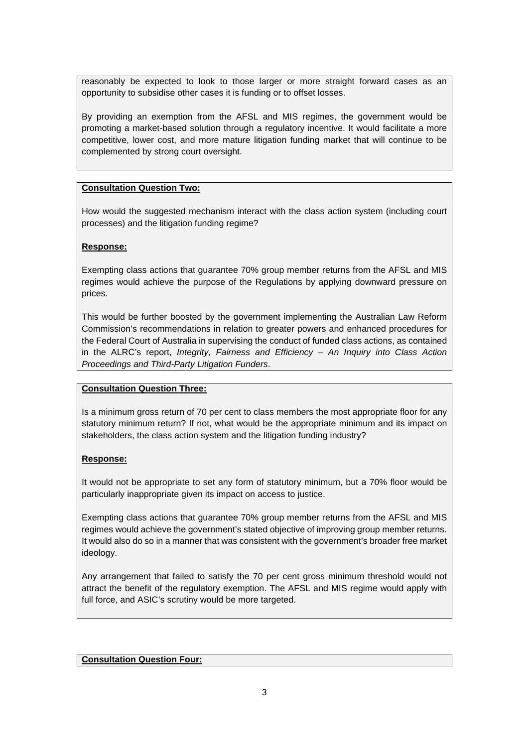reasonably be expected to look to those larger or more straight forward cases as an opportunity to subsidise other cases it is funding or to offset losses.

By providing an exemption from the AFSL and MIS regimes, the government would be promoting a market-based solution through a regulatory incentive. It would facilitate a more competitive, lower cost, and more mature litigation funding market that will continue to be complemented by strong court oversight.

**Consultation Question Two:**

How would the suggested mechanism interact with the class action system (including court processes) and the litigation funding regime?

**Response:**

Exempting class actions that guarantee 70% group member returns from the AFSL and MIS regimes would achieve the purpose of the Regulations by applying downward pressure on prices.

This would be further boosted by the government implementing the Australian Law Reform Commission's recommendations in relation to greater powers and enhanced procedures for the Federal Court of Australia in supervising the conduct of funded class actions, as contained in the ALRC's report, *Integrity, Fairness and Efficiency – An Inquiry into Class Action Proceedings and Third-Party Litigation Funders*.

**Consultation Question Three:**

Is a minimum gross return of 70 per cent to class members the most appropriate floor for any statutory minimum return? If not, what would be the appropriate minimum and its impact on stakeholders, the class action system and the litigation funding industry?

**Response:**

It would not be appropriate to set any form of statutory minimum, but a 70% floor would be particularly inappropriate given its impact on access to justice.

Exempting class actions that guarantee 70% group member returns from the AFSL and MIS regimes would achieve the government's stated objective of improving group member returns. It would also do so in a manner that was consistent with the government's broader free market ideology.

Any arrangement that failed to satisfy the 70 per cent gross minimum threshold would not attract the benefit of the regulatory exemption. The AFSL and MIS regime would apply with full force, and ASIC's scrutiny would be more targeted.

**Consultation Question Four:**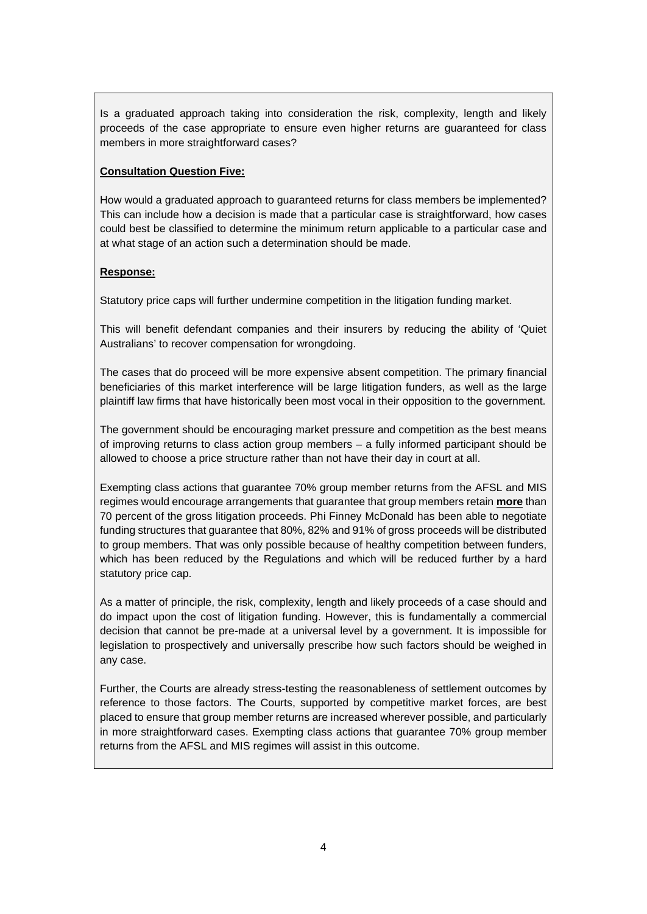Is a graduated approach taking into consideration the risk, complexity, length and likely proceeds of the case appropriate to ensure even higher returns are guaranteed for class members in more straightforward cases?

**Consultation Question Five:**

How would a graduated approach to guaranteed returns for class members be implemented? This can include how a decision is made that a particular case is straightforward, how cases could best be classified to determine the minimum return applicable to a particular case and at what stage of an action such a determination should be made.

**Response:**

Statutory price caps will further undermine competition in the litigation funding market.

This will benefit defendant companies and their insurers by reducing the ability of 'Quiet Australians' to recover compensation for wrongdoing.

The cases that do proceed will be more expensive absent competition. The primary financial beneficiaries of this market interference will be large litigation funders, as well as the large plaintiff law firms that have historically been most vocal in their opposition to the government.

The government should be encouraging market pressure and competition as the best means of improving returns to class action group members – a fully informed participant should be allowed to choose a price structure rather than not have their day in court at all.

Exempting class actions that guarantee 70% group member returns from the AFSL and MIS regimes would encourage arrangements that guarantee that group members retain **more** than 70 percent of the gross litigation proceeds. Phi Finney McDonald has been able to negotiate funding structures that guarantee that 80%, 82% and 91% of gross proceeds will be distributed to group members. That was only possible because of healthy competition between funders, which has been reduced by the Regulations and which will be reduced further by a hard statutory price cap.

As a matter of principle, the risk, complexity, length and likely proceeds of a case should and do impact upon the cost of litigation funding. However, this is fundamentally a commercial decision that cannot be pre-made at a universal level by a government. It is impossible for legislation to prospectively and universally prescribe how such factors should be weighed in any case.

Further, the Courts are already stress-testing the reasonableness of settlement outcomes by reference to those factors. The Courts, supported by competitive market forces, are best placed to ensure that group member returns are increased wherever possible, and particularly in more straightforward cases. Exempting class actions that guarantee 70% group member returns from the AFSL and MIS regimes will assist in this outcome.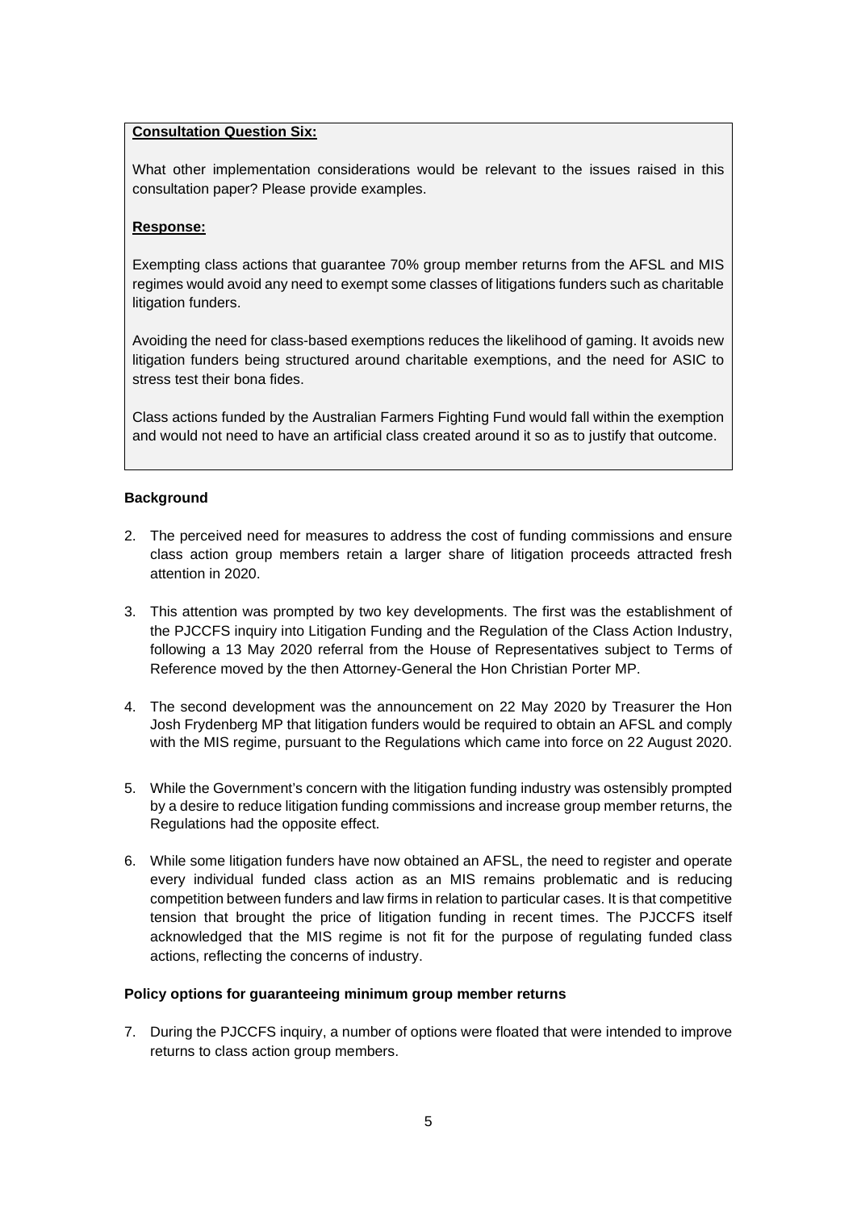**Consultation Question Six:**

What other implementation considerations would be relevant to the issues raised in this consultation paper? Please provide examples.

**Response:**

Exempting class actions that guarantee 70% group member returns from the AFSL and MIS regimes would avoid any need to exempt some classes of litigations funders such as charitable litigation funders.

Avoiding the need for class-based exemptions reduces the likelihood of gaming. It avoids new litigation funders being structured around charitable exemptions, and the need for ASIC to stress test their bona fides.

Class actions funded by the Australian Farmers Fighting Fund would fall within the exemption and would not need to have an artificial class created around it so as to justify that outcome.

**Background**

2. The perceived need for measures to address the cost of funding commissions and ensure class action group members retain a larger share of litigation proceeds attracted fresh attention in 2020.

3. This attention was prompted by two key developments. The first was the establishment of the PJCCFS inquiry into Litigation Funding and the Regulation of the Class Action Industry, following a 13 May 2020 referral from the House of Representatives subject to Terms of Reference moved by the then Attorney-General the Hon Christian Porter MP.

4. The second development was the announcement on 22 May 2020 by Treasurer the Hon Josh Frydenberg MP that litigation funders would be required to obtain an AFSL and comply with the MIS regime, pursuant to the Regulations which came into force on 22 August 2020.

5. While the Government's concern with the litigation funding industry was ostensibly prompted by a desire to reduce litigation funding commissions and increase group member returns, the Regulations had the opposite effect.

6. While some litigation funders have now obtained an AFSL, the need to register and operate every individual funded class action as an MIS remains problematic and is reducing competition between funders and law firms in relation to particular cases. It is that competitive tension that brought the price of litigation funding in recent times. The PJCCFS itself acknowledged that the MIS regime is not fit for the purpose of regulating funded class actions, reflecting the concerns of industry.

**Policy options for guaranteeing minimum group member returns**

7. During the PJCCFS inquiry, a number of options were floated that were intended to improve returns to class action group members.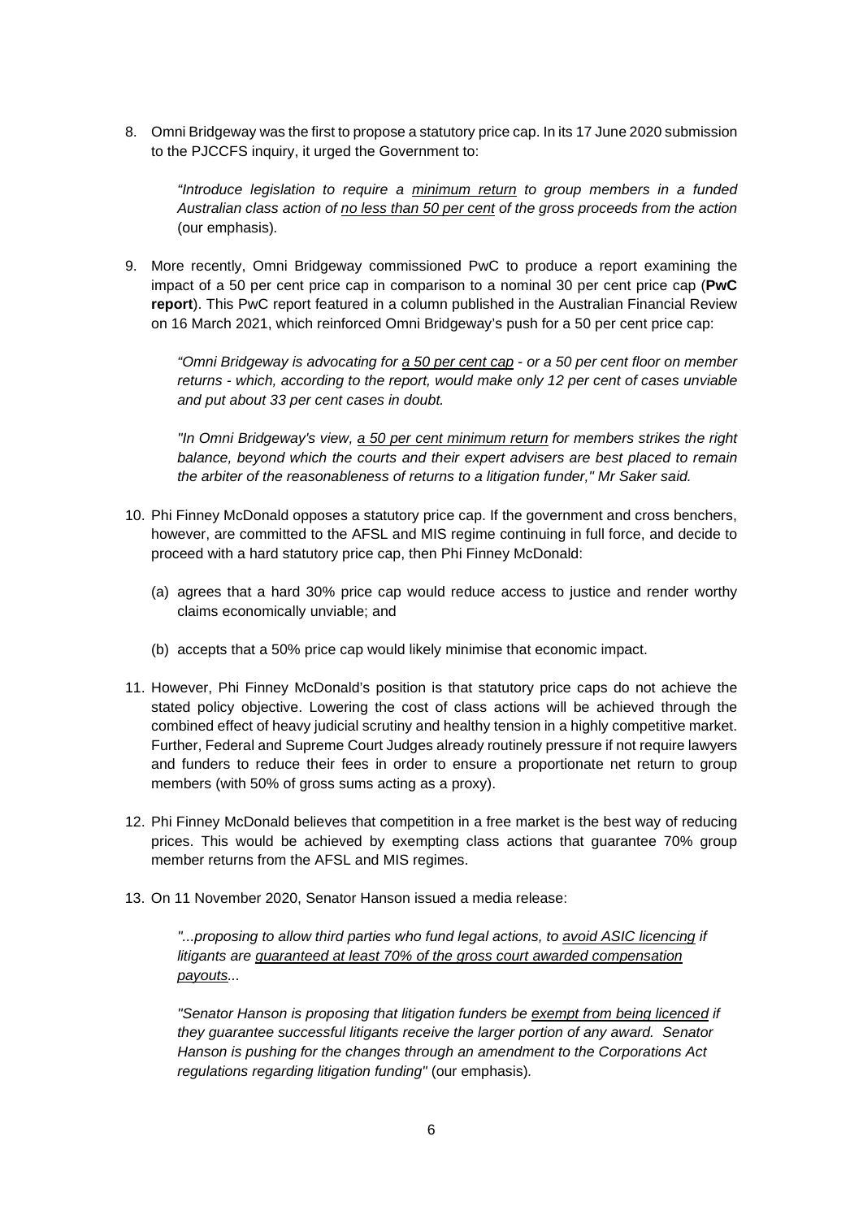8. Omni Bridgeway was the first to propose a statutory price cap. In its 17 June 2020 submission to the PJCCFS inquiry, it urged the Government to:

   *"Introduce legislation to require a <u>minimum return</u> to group members in a funded Australian class action of <u>no less than 50 per cent</u> of the gross proceeds from the action* (our emphasis).

9. More recently, Omni Bridgeway commissioned PwC to produce a report examining the impact of a 50 per cent price cap in comparison to a nominal 30 per cent price cap (**PwC report**). This PwC report featured in a column published in the Australian Financial Review on 16 March 2021, which reinforced Omni Bridgeway's push for a 50 per cent price cap:

   *"Omni Bridgeway is advocating for <u>a 50 per cent cap</u> - or a 50 per cent floor on member returns - which, according to the report, would make only 12 per cent of cases unviable and put about 33 per cent cases in doubt.*

   *"In Omni Bridgeway's view, <u>a 50 per cent minimum return</u> for members strikes the right balance, beyond which the courts and their expert advisers are best placed to remain the arbiter of the reasonableness of returns to a litigation funder," Mr Saker said.*

10. Phi Finney McDonald opposes a statutory price cap. If the government and cross benchers, however, are committed to the AFSL and MIS regime continuing in full force, and decide to proceed with a hard statutory price cap, then Phi Finney McDonald:

    (a) agrees that a hard 30% price cap would reduce access to justice and render worthy claims economically unviable; and

    (b) accepts that a 50% price cap would likely minimise that economic impact.

11. However, Phi Finney McDonald's position is that statutory price caps do not achieve the stated policy objective. Lowering the cost of class actions will be achieved through the combined effect of heavy judicial scrutiny and healthy tension in a highly competitive market. Further, Federal and Supreme Court Judges already routinely pressure if not require lawyers and funders to reduce their fees in order to ensure a proportionate net return to group members (with 50% of gross sums acting as a proxy).

12. Phi Finney McDonald believes that competition in a free market is the best way of reducing prices. This would be achieved by exempting class actions that guarantee 70% group member returns from the AFSL and MIS regimes.

13. On 11 November 2020, Senator Hanson issued a media release:

    *"...proposing to allow third parties who fund legal actions, to <u>avoid ASIC licencing</u> if litigants are <u>guaranteed at least 70% of the gross court awarded compensation payouts</u>...*

    *"Senator Hanson is proposing that litigation funders be <u>exempt from being licenced</u> if they guarantee successful litigants receive the larger portion of any award. Senator Hanson is pushing for the changes through an amendment to the Corporations Act regulations regarding litigation funding"* (our emphasis).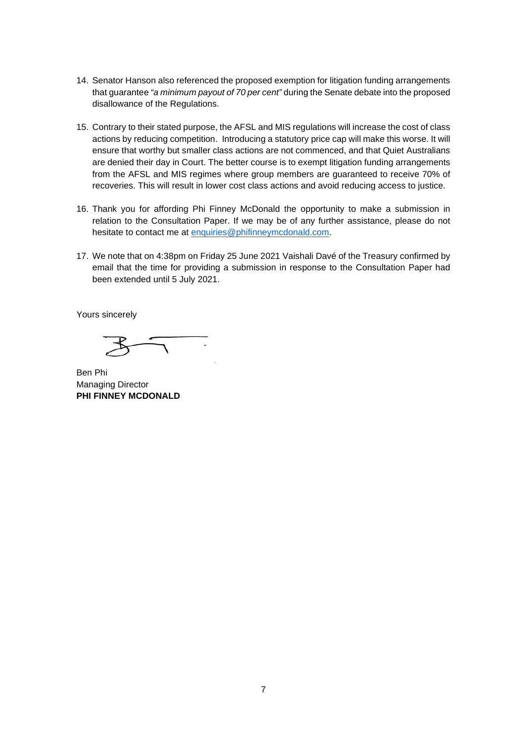14. Senator Hanson also referenced the proposed exemption for litigation funding arrangements that guarantee *"a minimum payout of 70 per cent"* during the Senate debate into the proposed disallowance of the Regulations.

15. Contrary to their stated purpose, the AFSL and MIS regulations will increase the cost of class actions by reducing competition. Introducing a statutory price cap will make this worse. It will ensure that worthy but smaller class actions are not commenced, and that Quiet Australians are denied their day in Court. The better course is to exempt litigation funding arrangements from the AFSL and MIS regimes where group members are guaranteed to receive 70% of recoveries. This will result in lower cost class actions and avoid reducing access to justice.

16. Thank you for affording Phi Finney McDonald the opportunity to make a submission in relation to the Consultation Paper. If we may be of any further assistance, please do not hesitate to contact me at enquiries@phifinneymcdonald.com.

17. We note that on 4:38pm on Friday 25 June 2021 Vaishali Davé of the Treasury confirmed by email that the time for providing a submission in response to the Consultation Paper had been extended until 5 July 2021.

Yours sincerely

Ben Phi
Managing Director
**PHI FINNEY MCDONALD**